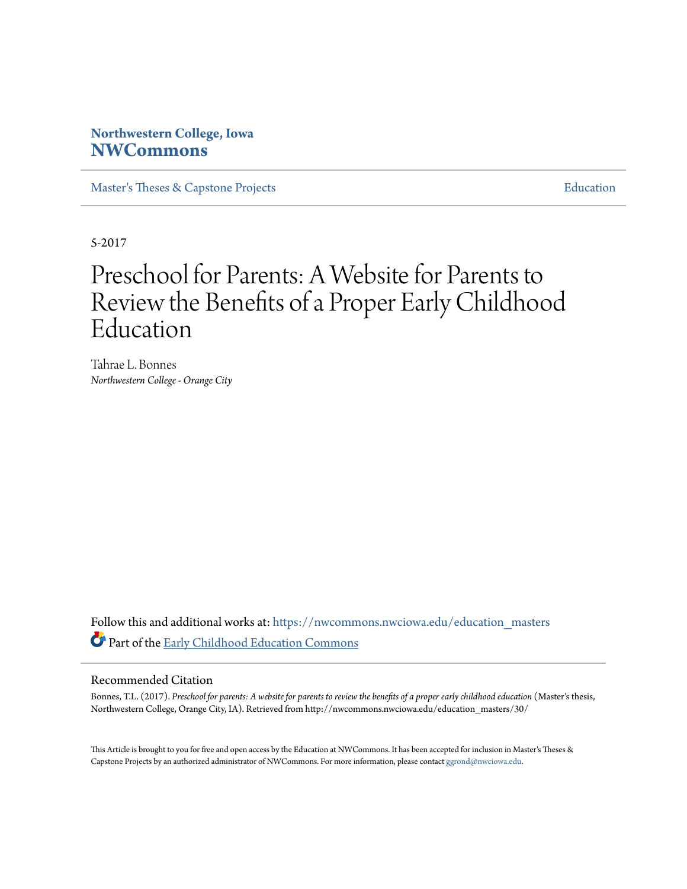**Northwestern College, Iowa**
**NWCommons**

Master's Theses & Capstone Projects | Education

5-2017

# Preschool for Parents: A Website for Parents to Review the Benefits of a Proper Early Childhood Education

Tahrae L. Bonnes
*Northwestern College - Orange City*

Follow this and additional works at: https://nwcommons.nwciowa.edu/education_masters

Part of the Early Childhood Education Commons

## Recommended Citation

Bonnes, T.L. (2017). *Preschool for parents: A website for parents to review the benefits of a proper early childhood education* (Master's thesis, Northwestern College, Orange City, IA). Retrieved from http://nwcommons.nwciowa.edu/education_masters/30/

This Article is brought to you for free and open access by the Education at NWCommons. It has been accepted for inclusion in Master's Theses & Capstone Projects by an authorized administrator of NWCommons. For more information, please contact ggrond@nwciowa.edu.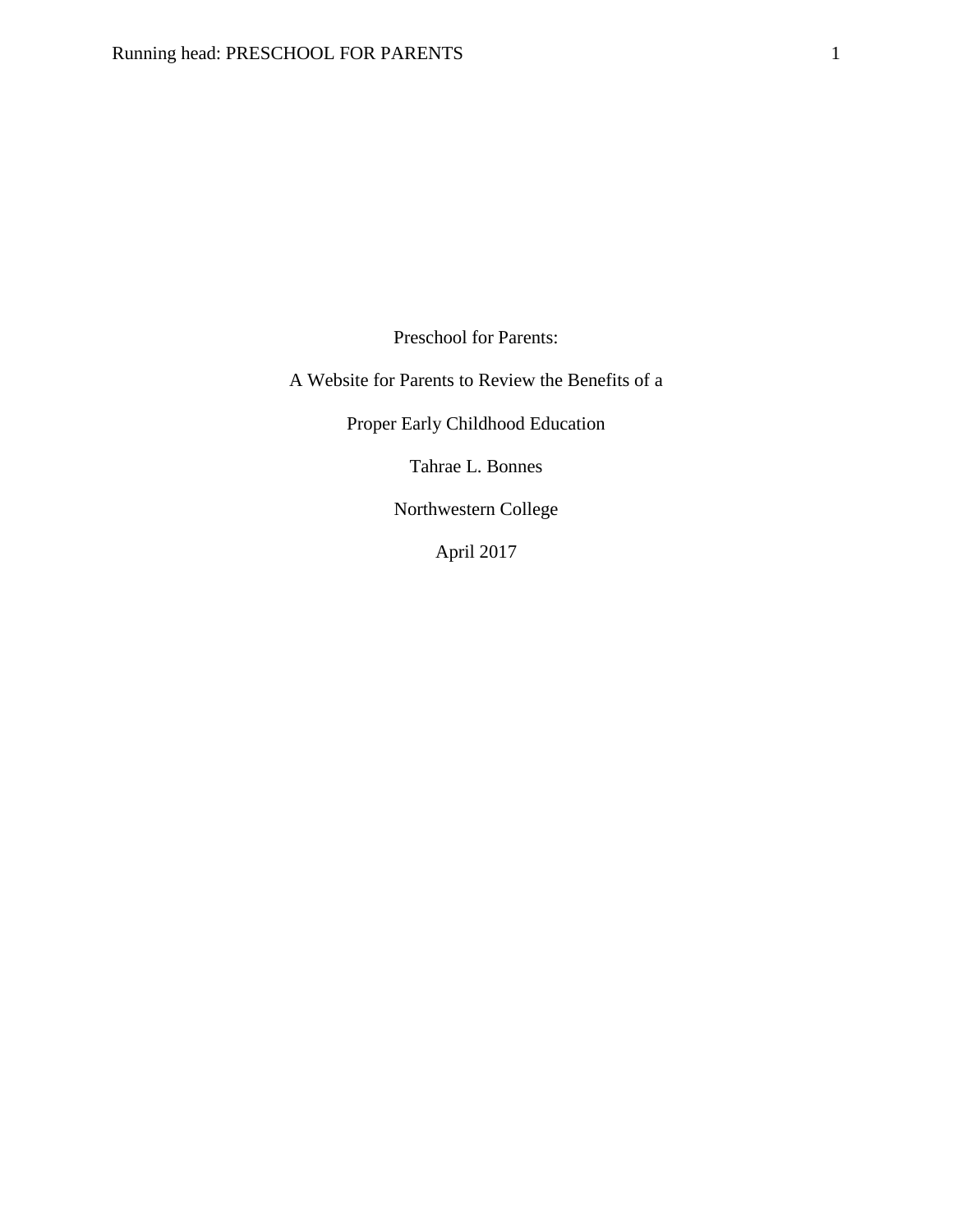Preschool for Parents:

A Website for Parents to Review the Benefits of a

Proper Early Childhood Education

Tahrae L. Bonnes

Northwestern College

April 2017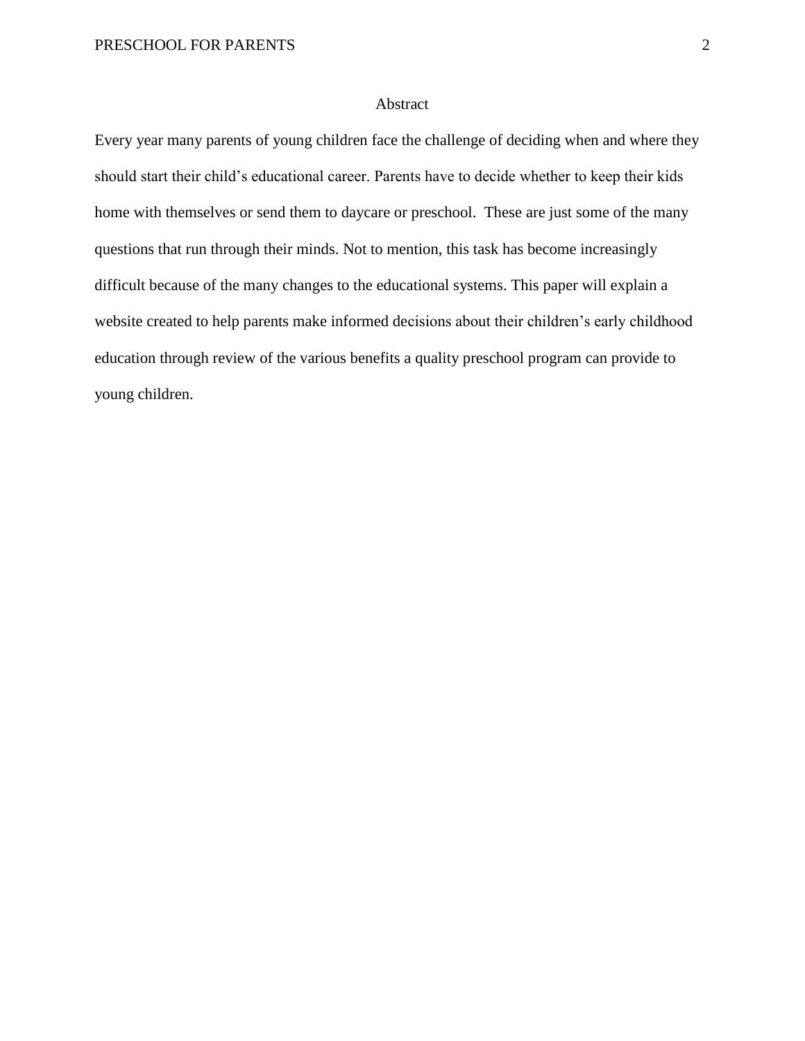# Abstract

Every year many parents of young children face the challenge of deciding when and where they should start their child's educational career. Parents have to decide whether to keep their kids home with themselves or send them to daycare or preschool.  These are just some of the many questions that run through their minds. Not to mention, this task has become increasingly difficult because of the many changes to the educational systems. This paper will explain a website created to help parents make informed decisions about their children's early childhood education through review of the various benefits a quality preschool program can provide to young children.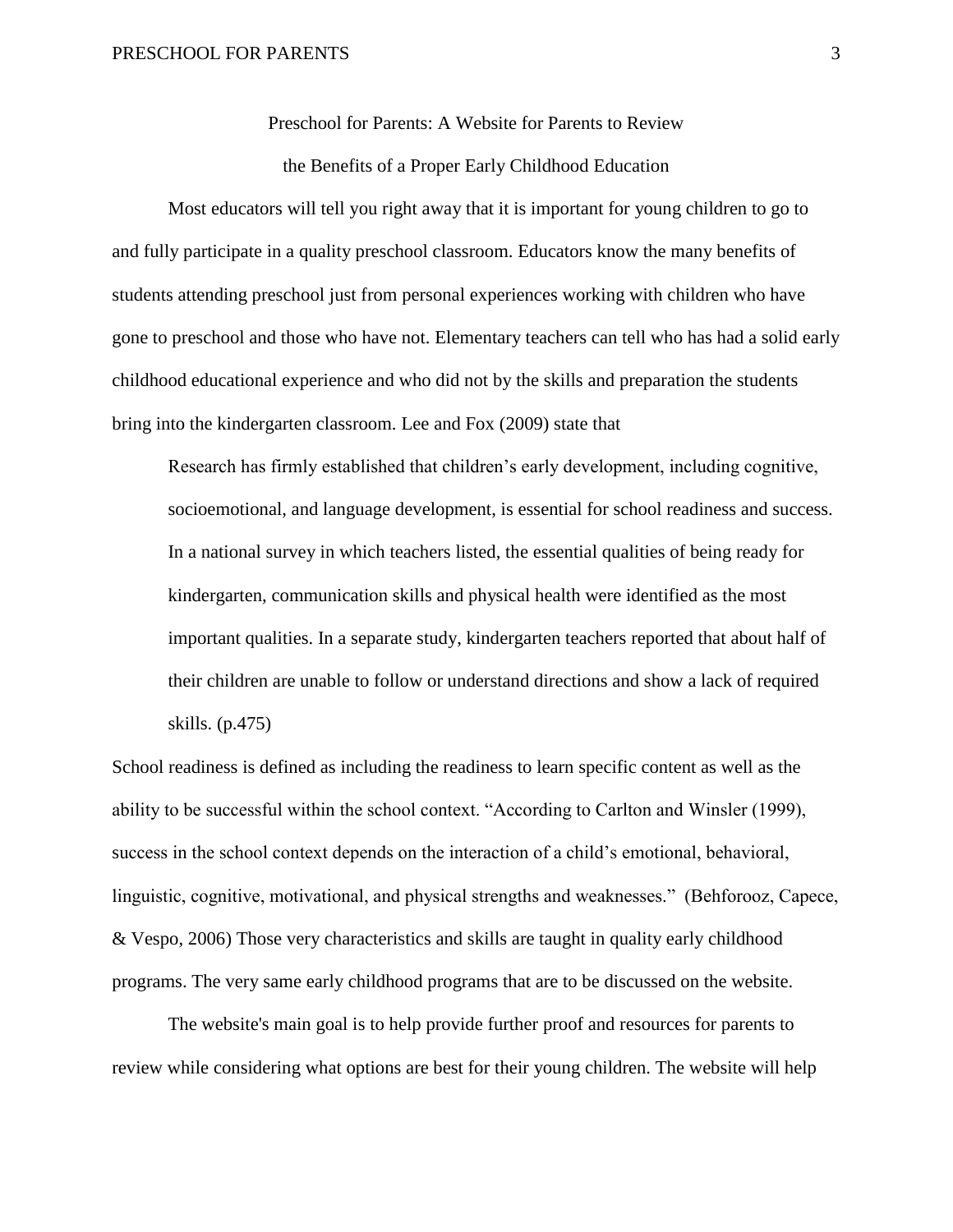Preschool for Parents: A Website for Parents to Review

the Benefits of a Proper Early Childhood Education

Most educators will tell you right away that it is important for young children to go to and fully participate in a quality preschool classroom. Educators know the many benefits of students attending preschool just from personal experiences working with children who have gone to preschool and those who have not. Elementary teachers can tell who has had a solid early childhood educational experience and who did not by the skills and preparation the students bring into the kindergarten classroom. Lee and Fox (2009) state that

> Research has firmly established that children's early development, including cognitive, socioemotional, and language development, is essential for school readiness and success. In a national survey in which teachers listed, the essential qualities of being ready for kindergarten, communication skills and physical health were identified as the most important qualities. In a separate study, kindergarten teachers reported that about half of their children are unable to follow or understand directions and show a lack of required skills. (p.475)

School readiness is defined as including the readiness to learn specific content as well as the ability to be successful within the school context. "According to Carlton and Winsler (1999), success in the school context depends on the interaction of a child's emotional, behavioral, linguistic, cognitive, motivational, and physical strengths and weaknesses." (Behforooz, Capece, & Vespo, 2006) Those very characteristics and skills are taught in quality early childhood programs. The very same early childhood programs that are to be discussed on the website.

The website's main goal is to help provide further proof and resources for parents to review while considering what options are best for their young children. The website will help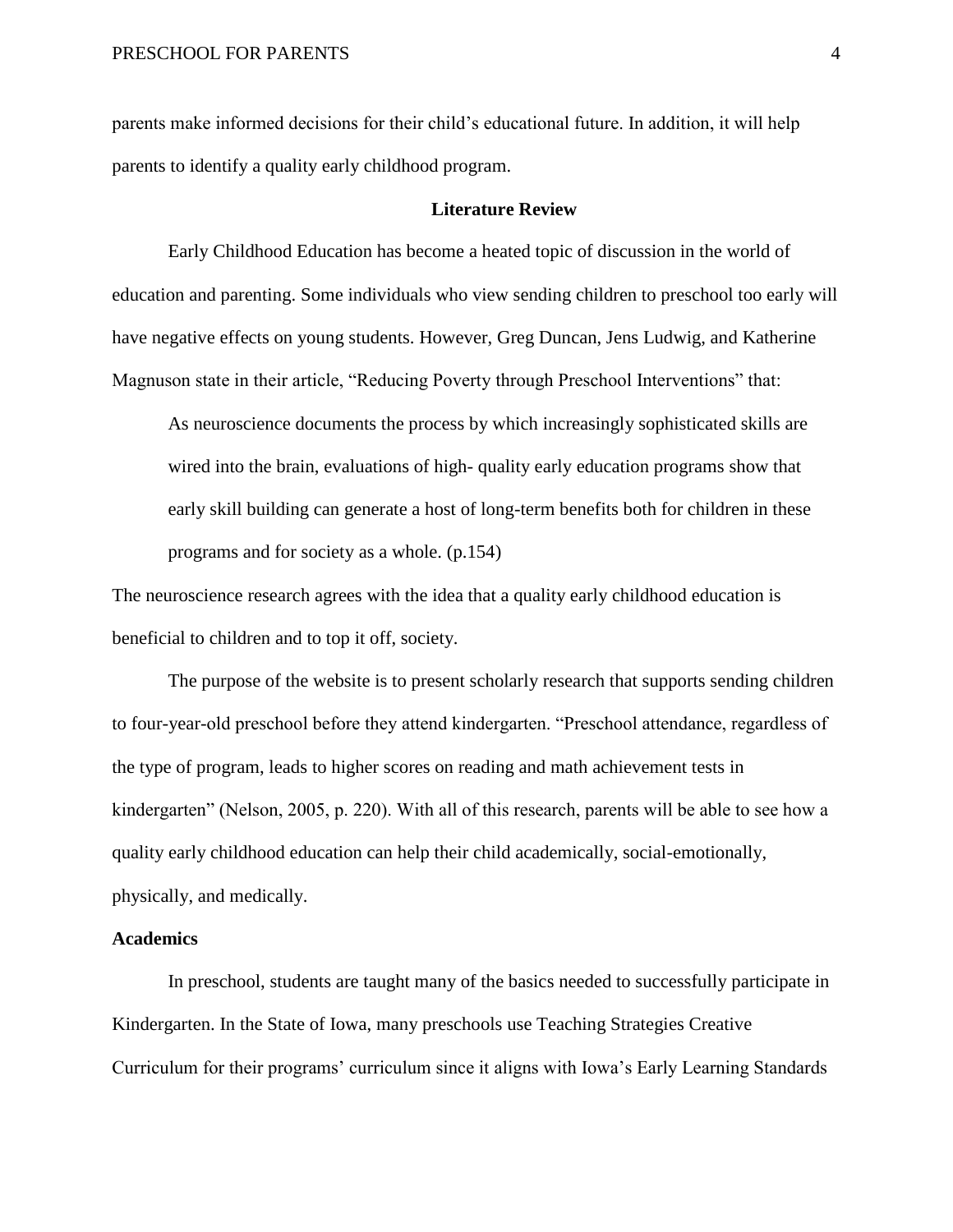parents make informed decisions for their child's educational future. In addition, it will help parents to identify a quality early childhood program.

## Literature Review

Early Childhood Education has become a heated topic of discussion in the world of education and parenting. Some individuals who view sending children to preschool too early will have negative effects on young students. However, Greg Duncan, Jens Ludwig, and Katherine Magnuson state in their article, "Reducing Poverty through Preschool Interventions" that:

> As neuroscience documents the process by which increasingly sophisticated skills are wired into the brain, evaluations of high- quality early education programs show that early skill building can generate a host of long-term benefits both for children in these programs and for society as a whole. (p.154)

The neuroscience research agrees with the idea that a quality early childhood education is beneficial to children and to top it off, society.

The purpose of the website is to present scholarly research that supports sending children to four-year-old preschool before they attend kindergarten. "Preschool attendance, regardless of the type of program, leads to higher scores on reading and math achievement tests in kindergarten" (Nelson, 2005, p. 220). With all of this research, parents will be able to see how a quality early childhood education can help their child academically, social-emotionally, physically, and medically.

### Academics

In preschool, students are taught many of the basics needed to successfully participate in Kindergarten. In the State of Iowa, many preschools use Teaching Strategies Creative Curriculum for their programs' curriculum since it aligns with Iowa's Early Learning Standards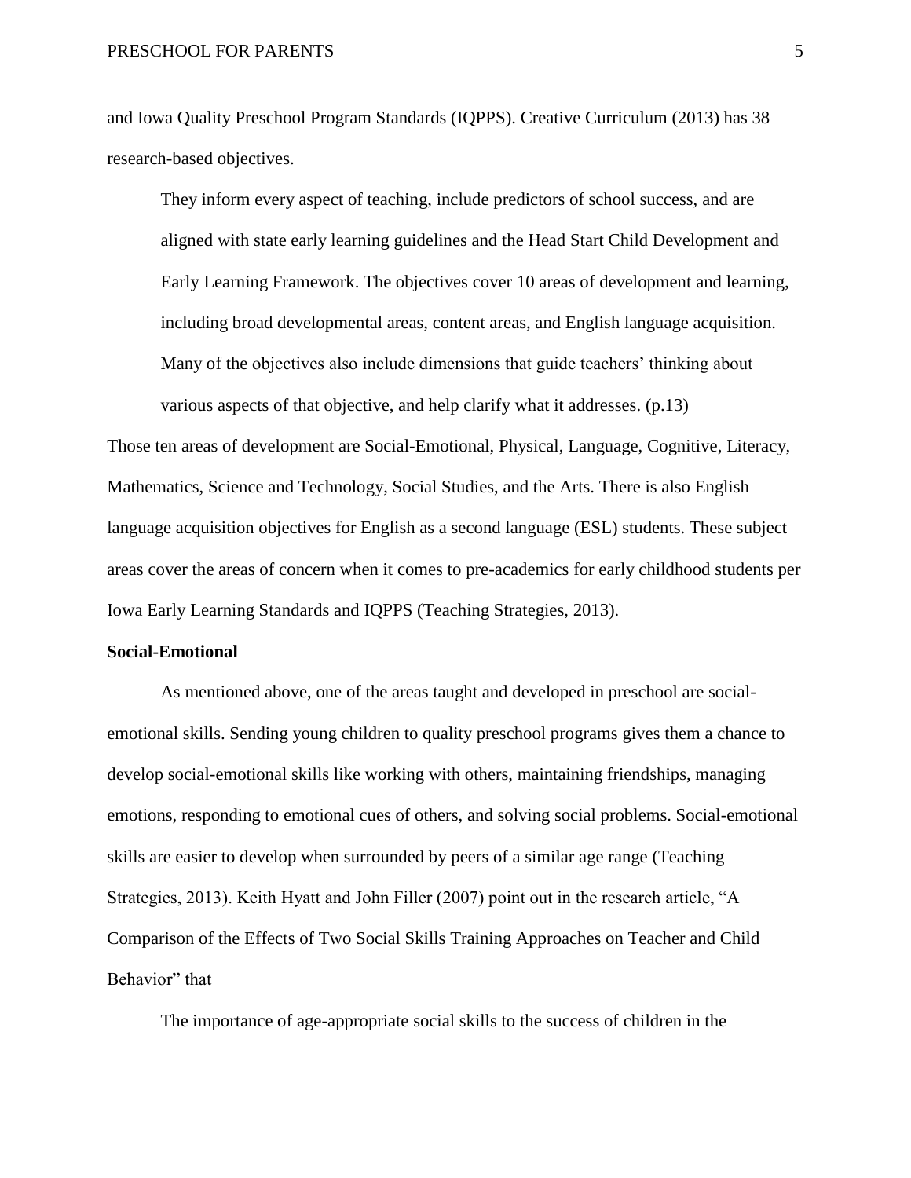and Iowa Quality Preschool Program Standards (IQPPS). Creative Curriculum (2013) has 38 research-based objectives.

> They inform every aspect of teaching, include predictors of school success, and are aligned with state early learning guidelines and the Head Start Child Development and Early Learning Framework. The objectives cover 10 areas of development and learning, including broad developmental areas, content areas, and English language acquisition. Many of the objectives also include dimensions that guide teachers' thinking about various aspects of that objective, and help clarify what it addresses. (p.13)

Those ten areas of development are Social-Emotional, Physical, Language, Cognitive, Literacy, Mathematics, Science and Technology, Social Studies, and the Arts. There is also English language acquisition objectives for English as a second language (ESL) students. These subject areas cover the areas of concern when it comes to pre-academics for early childhood students per Iowa Early Learning Standards and IQPPS (Teaching Strategies, 2013).

**Social-Emotional**

As mentioned above, one of the areas taught and developed in preschool are social-emotional skills. Sending young children to quality preschool programs gives them a chance to develop social-emotional skills like working with others, maintaining friendships, managing emotions, responding to emotional cues of others, and solving social problems. Social-emotional skills are easier to develop when surrounded by peers of a similar age range (Teaching Strategies, 2013). Keith Hyatt and John Filler (2007) point out in the research article, "A Comparison of the Effects of Two Social Skills Training Approaches on Teacher and Child Behavior" that

> The importance of age-appropriate social skills to the success of children in the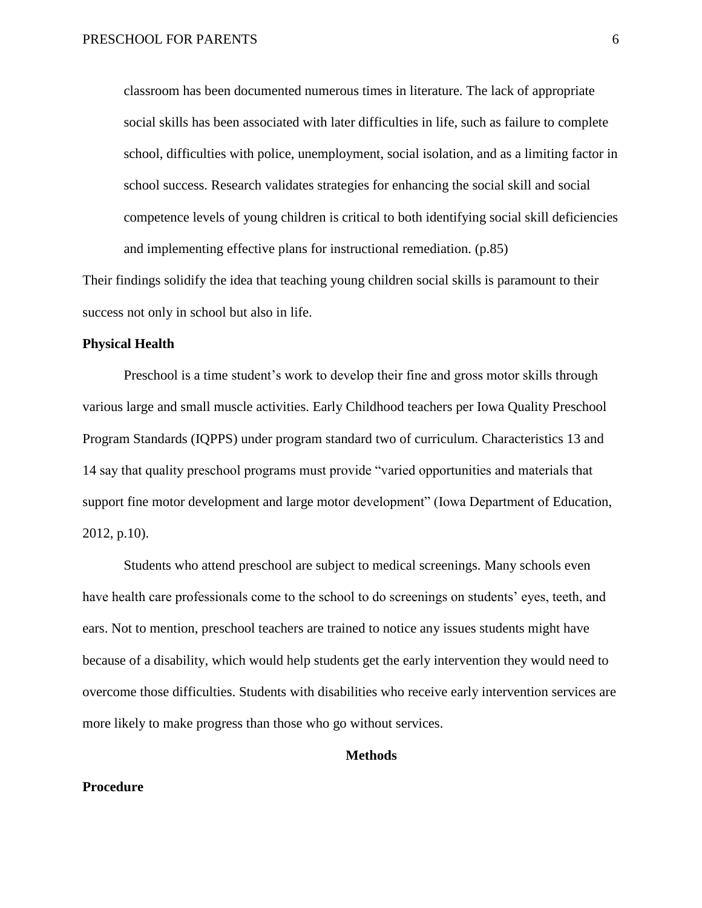> classroom has been documented numerous times in literature. The lack of appropriate social skills has been associated with later difficulties in life, such as failure to complete school, difficulties with police, unemployment, social isolation, and as a limiting factor in school success. Research validates strategies for enhancing the social skill and social competence levels of young children is critical to both identifying social skill deficiencies and implementing effective plans for instructional remediation. (p.85)

Their findings solidify the idea that teaching young children social skills is paramount to their success not only in school but also in life.

**Physical Health**

Preschool is a time student's work to develop their fine and gross motor skills through various large and small muscle activities. Early Childhood teachers per Iowa Quality Preschool Program Standards (IQPPS) under program standard two of curriculum. Characteristics 13 and 14 say that quality preschool programs must provide "varied opportunities and materials that support fine motor development and large motor development" (Iowa Department of Education, 2012, p.10).

Students who attend preschool are subject to medical screenings. Many schools even have health care professionals come to the school to do screenings on students' eyes, teeth, and ears. Not to mention, preschool teachers are trained to notice any issues students might have because of a disability, which would help students get the early intervention they would need to overcome those difficulties. Students with disabilities who receive early intervention services are more likely to make progress than those who go without services.

## Methods

**Procedure**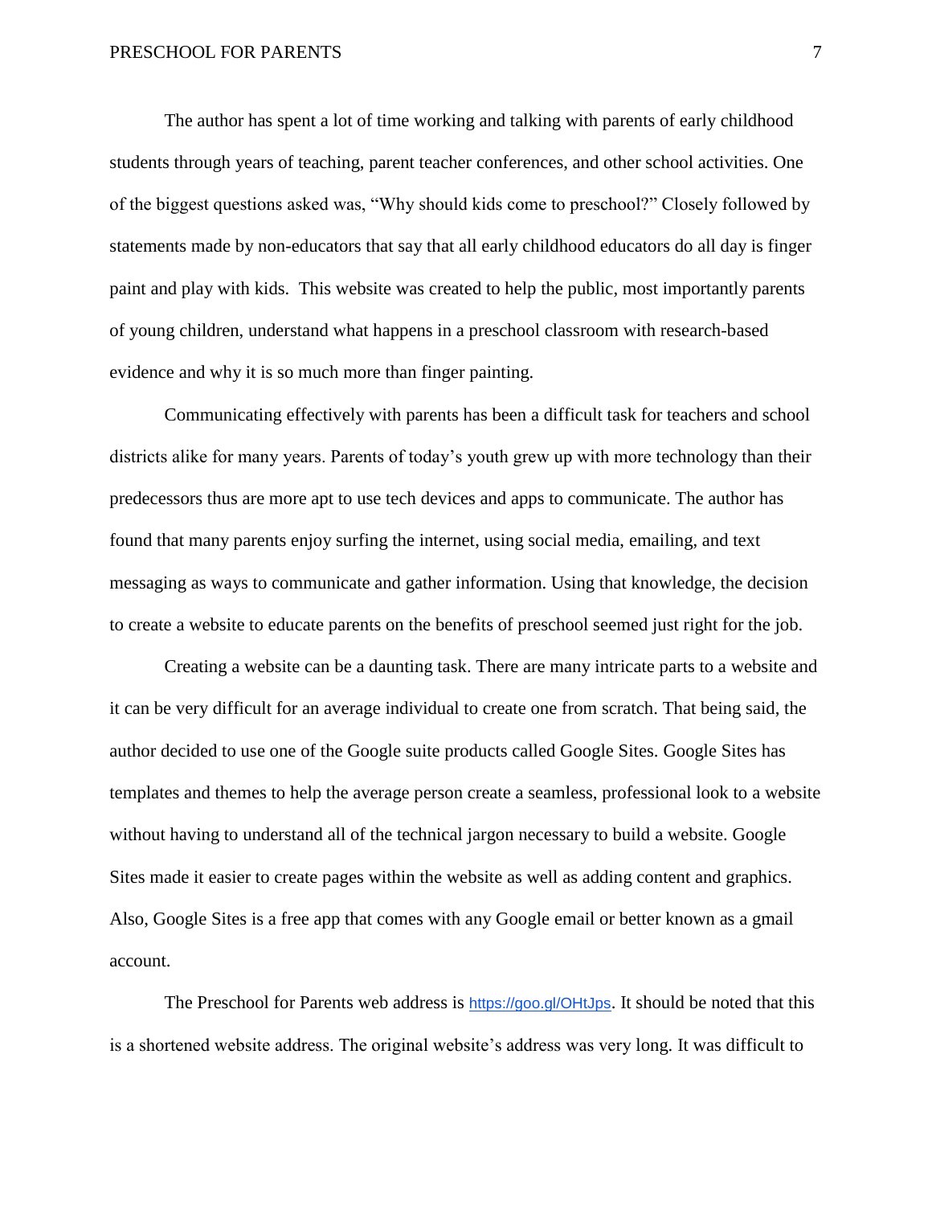The author has spent a lot of time working and talking with parents of early childhood students through years of teaching, parent teacher conferences, and other school activities. One of the biggest questions asked was, “Why should kids come to preschool?” Closely followed by statements made by non-educators that say that all early childhood educators do all day is finger paint and play with kids.  This website was created to help the public, most importantly parents of young children, understand what happens in a preschool classroom with research-based evidence and why it is so much more than finger painting.

Communicating effectively with parents has been a difficult task for teachers and school districts alike for many years. Parents of today’s youth grew up with more technology than their predecessors thus are more apt to use tech devices and apps to communicate. The author has found that many parents enjoy surfing the internet, using social media, emailing, and text messaging as ways to communicate and gather information. Using that knowledge, the decision to create a website to educate parents on the benefits of preschool seemed just right for the job.

Creating a website can be a daunting task. There are many intricate parts to a website and it can be very difficult for an average individual to create one from scratch. That being said, the author decided to use one of the Google suite products called Google Sites. Google Sites has templates and themes to help the average person create a seamless, professional look to a website without having to understand all of the technical jargon necessary to build a website. Google Sites made it easier to create pages within the website as well as adding content and graphics. Also, Google Sites is a free app that comes with any Google email or better known as a gmail account.

The Preschool for Parents web address is https://goo.gl/OHtJps. It should be noted that this is a shortened website address. The original website’s address was very long. It was difficult to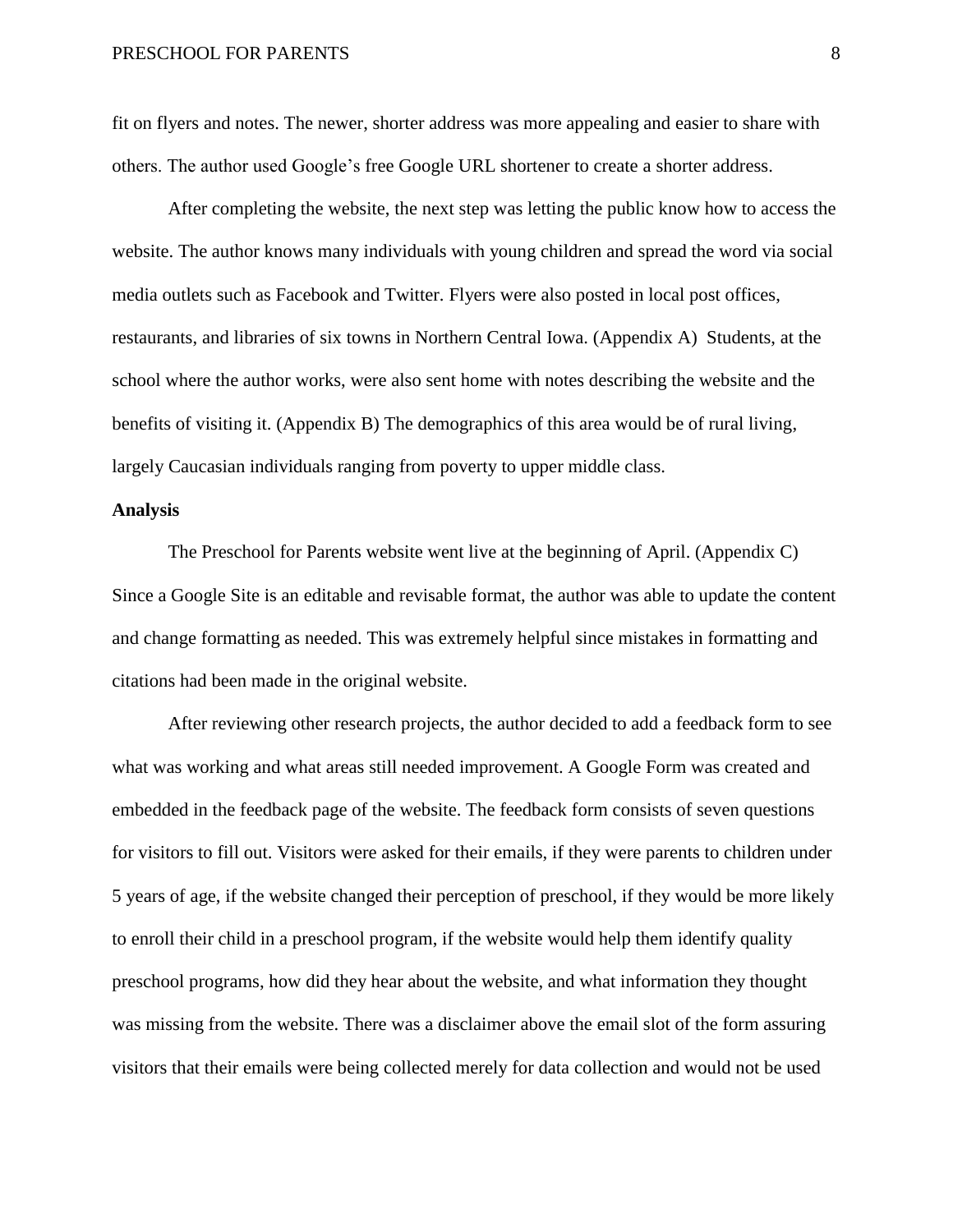fit on flyers and notes. The newer, shorter address was more appealing and easier to share with others. The author used Google's free Google URL shortener to create a shorter address.

After completing the website, the next step was letting the public know how to access the website. The author knows many individuals with young children and spread the word via social media outlets such as Facebook and Twitter. Flyers were also posted in local post offices, restaurants, and libraries of six towns in Northern Central Iowa. (Appendix A) Students, at the school where the author works, were also sent home with notes describing the website and the benefits of visiting it. (Appendix B) The demographics of this area would be of rural living, largely Caucasian individuals ranging from poverty to upper middle class.

**Analysis**

The Preschool for Parents website went live at the beginning of April. (Appendix C) Since a Google Site is an editable and revisable format, the author was able to update the content and change formatting as needed. This was extremely helpful since mistakes in formatting and citations had been made in the original website.

After reviewing other research projects, the author decided to add a feedback form to see what was working and what areas still needed improvement. A Google Form was created and embedded in the feedback page of the website. The feedback form consists of seven questions for visitors to fill out. Visitors were asked for their emails, if they were parents to children under 5 years of age, if the website changed their perception of preschool, if they would be more likely to enroll their child in a preschool program, if the website would help them identify quality preschool programs, how did they hear about the website, and what information they thought was missing from the website. There was a disclaimer above the email slot of the form assuring visitors that their emails were being collected merely for data collection and would not be used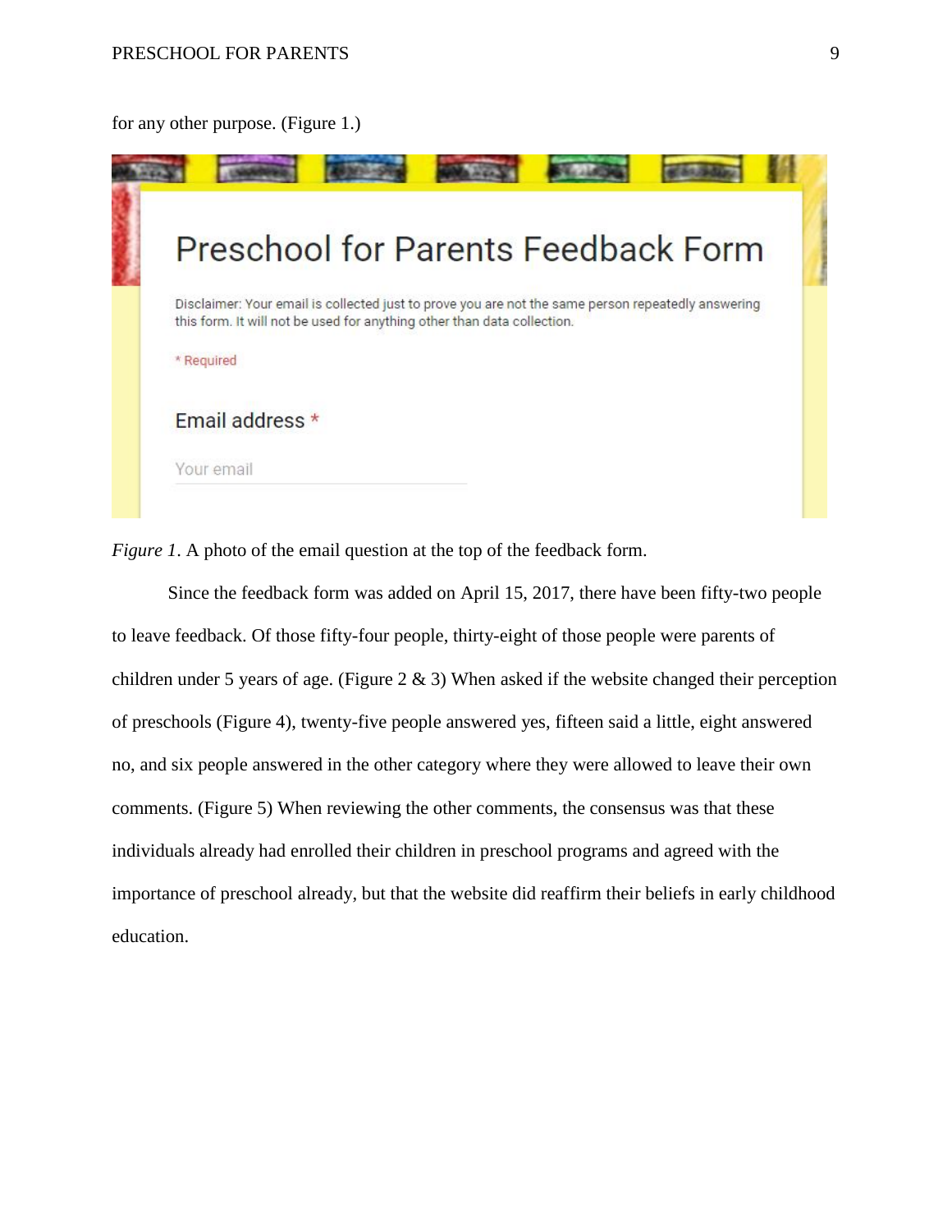for any other purpose. (Figure 1.)

*Figure 1*. A photo of the email question at the top of the feedback form.

Since the feedback form was added on April 15, 2017, there have been fifty-two people to leave feedback. Of those fifty-four people, thirty-eight of those people were parents of children under 5 years of age. (Figure 2 & 3) When asked if the website changed their perception of preschools (Figure 4), twenty-five people answered yes, fifteen said a little, eight answered no, and six people answered in the other category where they were allowed to leave their own comments. (Figure 5) When reviewing the other comments, the consensus was that these individuals already had enrolled their children in preschool programs and agreed with the importance of preschool already, but that the website did reaffirm their beliefs in early childhood education.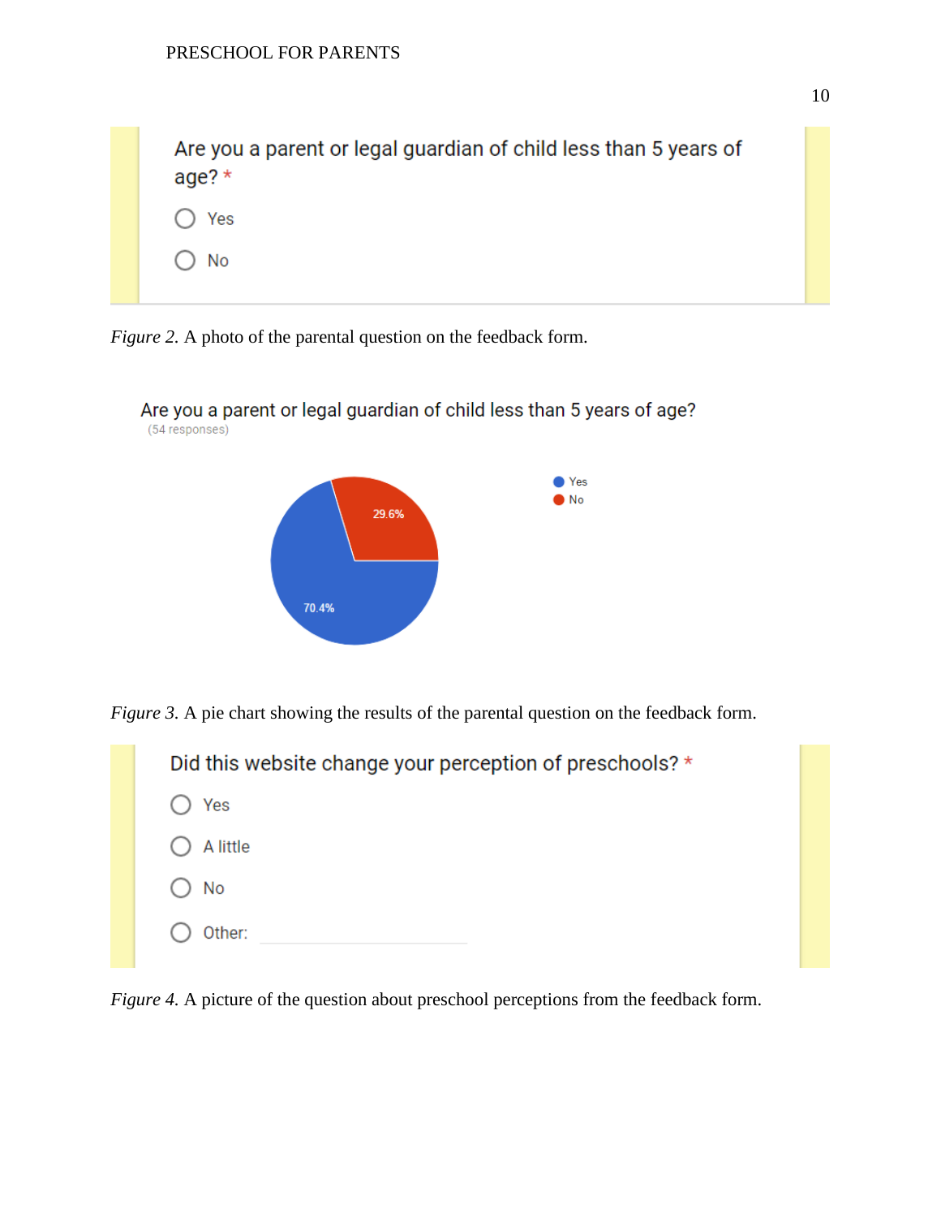Are you a parent or legal guardian of child less than 5 years of age? *

- Yes
- No

*Figure 2.* A photo of the parental question on the feedback form.

Are you a parent or legal guardian of child less than 5 years of age?
(54 responses)

- Yes: 70.4%
- No: 29.6%

*Figure 3.* A pie chart showing the results of the parental question on the feedback form.

Did this website change your perception of preschools? *

- Yes
- A little
- No
- Other:

*Figure 4.* A picture of the question about preschool perceptions from the feedback form.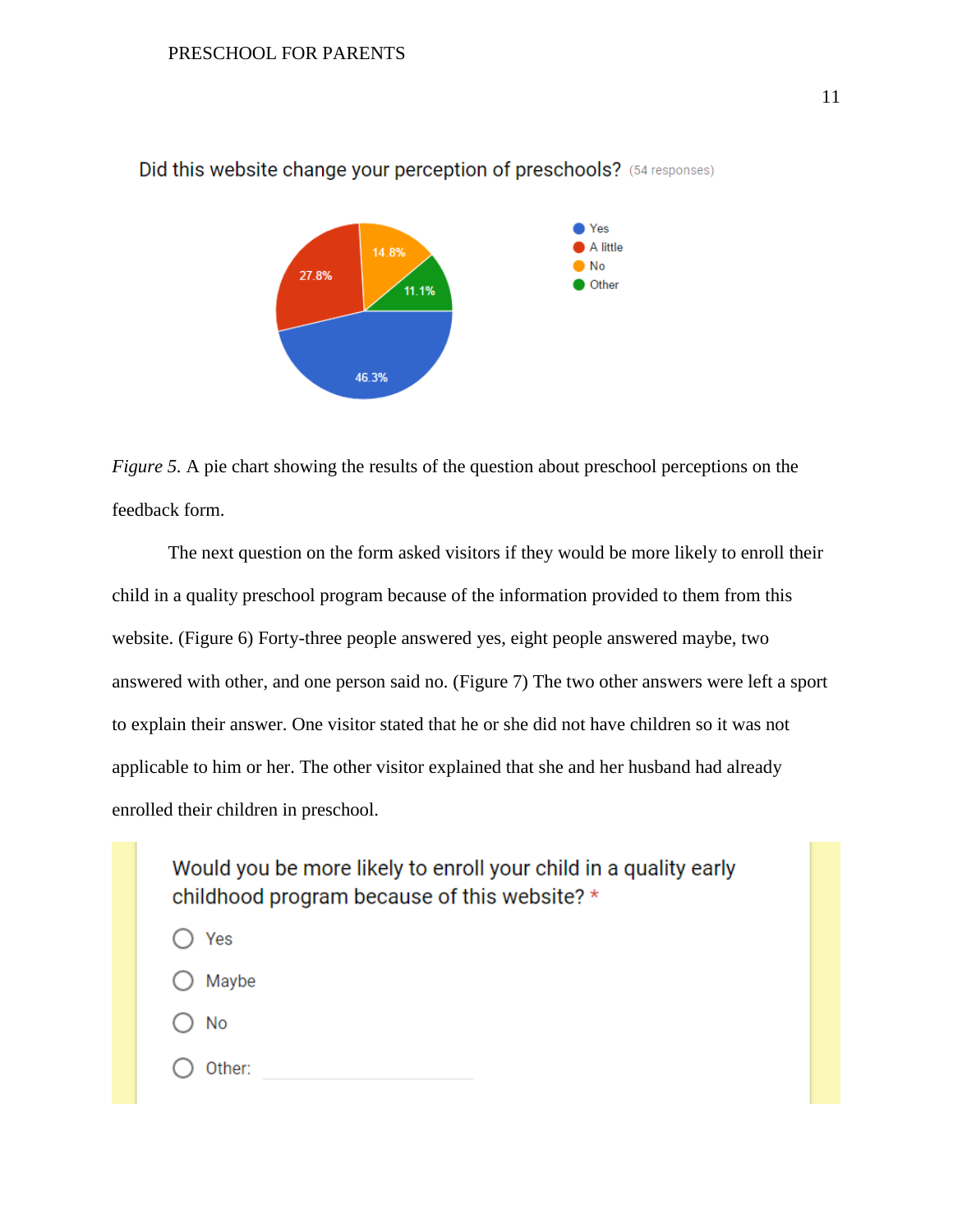Did this website change your perception of preschools? (54 responses)

- Yes: 46.3%
- A little: 27.8%
- No: 14.8%
- Other: 11.1%

*Figure 5.* A pie chart showing the results of the question about preschool perceptions on the feedback form.

The next question on the form asked visitors if they would be more likely to enroll their child in a quality preschool program because of the information provided to them from this website. (Figure 6) Forty-three people answered yes, eight people answered maybe, two answered with other, and one person said no. (Figure 7) The two other answers were left a sport to explain their answer. One visitor stated that he or she did not have children so it was not applicable to him or her. The other visitor explained that she and her husband had already enrolled their children in preschool.

Would you be more likely to enroll your child in a quality early childhood program because of this website? *

- Yes
- Maybe
- No
- Other: ______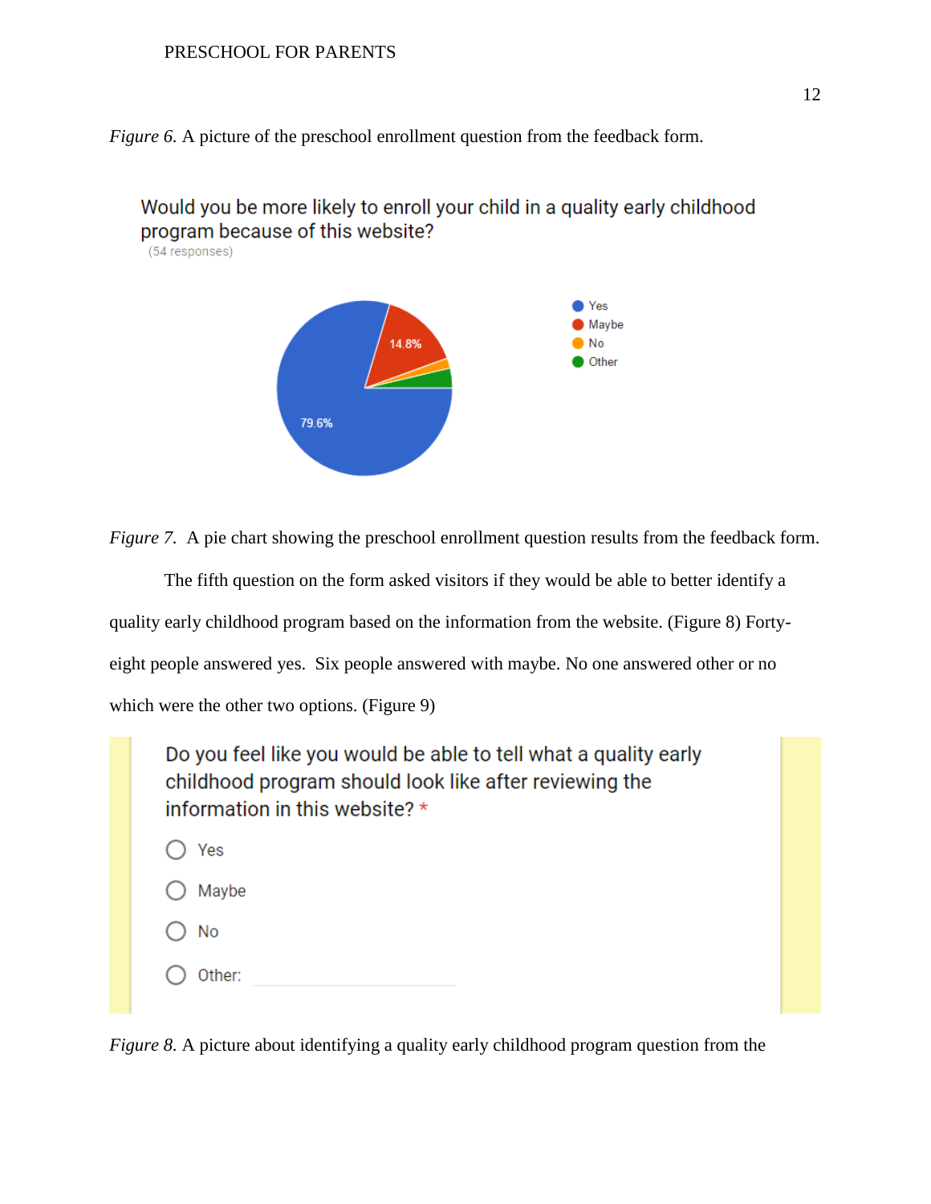*Figure 6.* A picture of the preschool enrollment question from the feedback form.

Would you be more likely to enroll your child in a quality early childhood program because of this website?
(54 responses)

- Yes
- Maybe
- No
- Other

14.8%

79.6%

*Figure 7.* A pie chart showing the preschool enrollment question results from the feedback form.

The fifth question on the form asked visitors if they would be able to better identify a quality early childhood program based on the information from the website. (Figure 8) Forty-eight people answered yes. Six people answered with maybe. No one answered other or no which were the other two options. (Figure 9)

Do you feel like you would be able to tell what a quality early childhood program should look like after reviewing the information in this website? *

- Yes
- Maybe
- No
- Other:

*Figure 8.* A picture about identifying a quality early childhood program question from the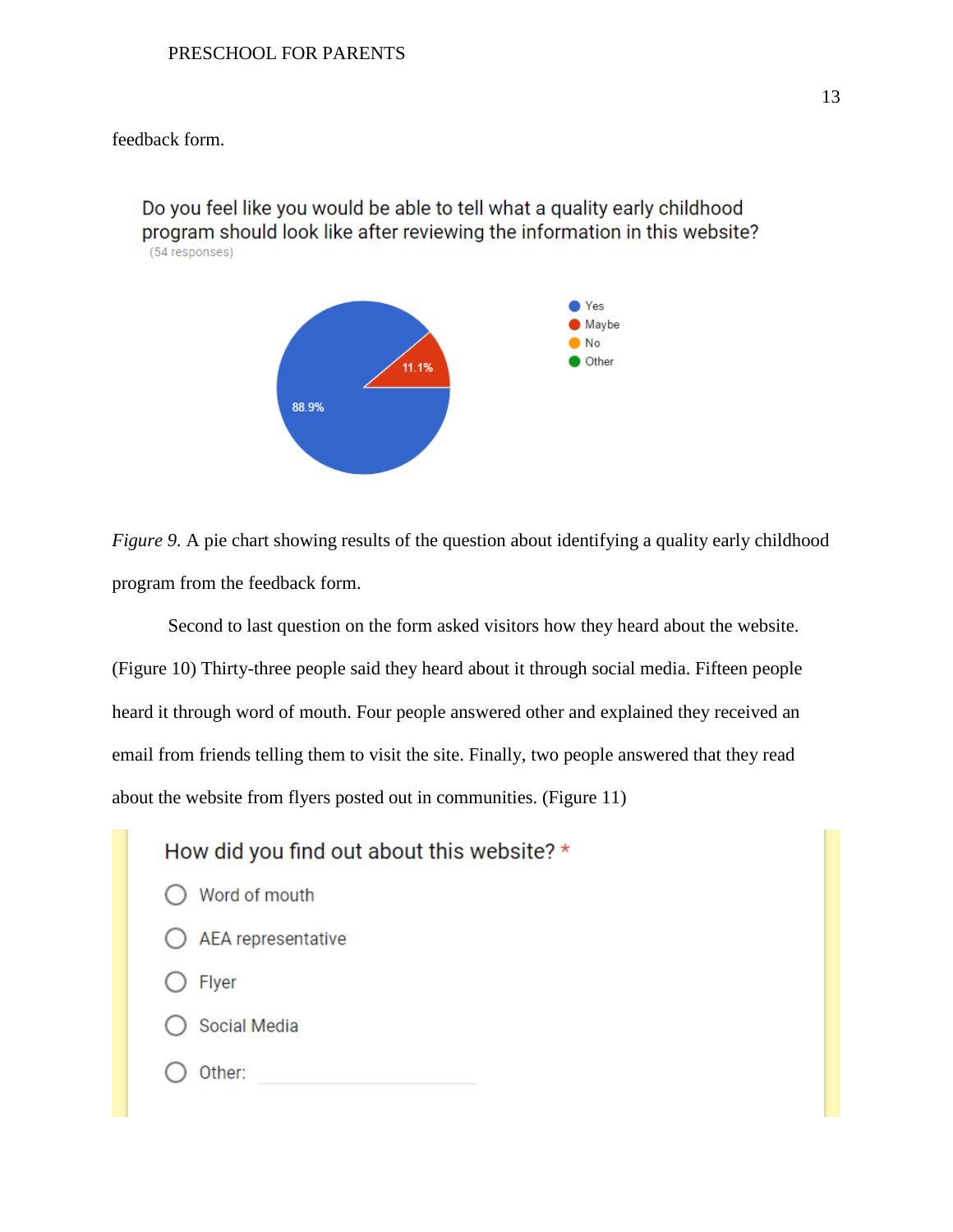feedback form.

Do you feel like you would be able to tell what a quality early childhood program should look like after reviewing the information in this website?
(54 responses)

- Yes: 88.9%
- Maybe: 11.1%
- No
- Other

*Figure 9.* A pie chart showing results of the question about identifying a quality early childhood program from the feedback form.

Second to last question on the form asked visitors how they heard about the website. (Figure 10) Thirty-three people said they heard about it through social media. Fifteen people heard it through word of mouth. Four people answered other and explained they received an email from friends telling them to visit the site. Finally, two people answered that they read about the website from flyers posted out in communities. (Figure 11)

How did you find out about this website? *

- Word of mouth
- AEA representative
- Flyer
- Social Media
- Other: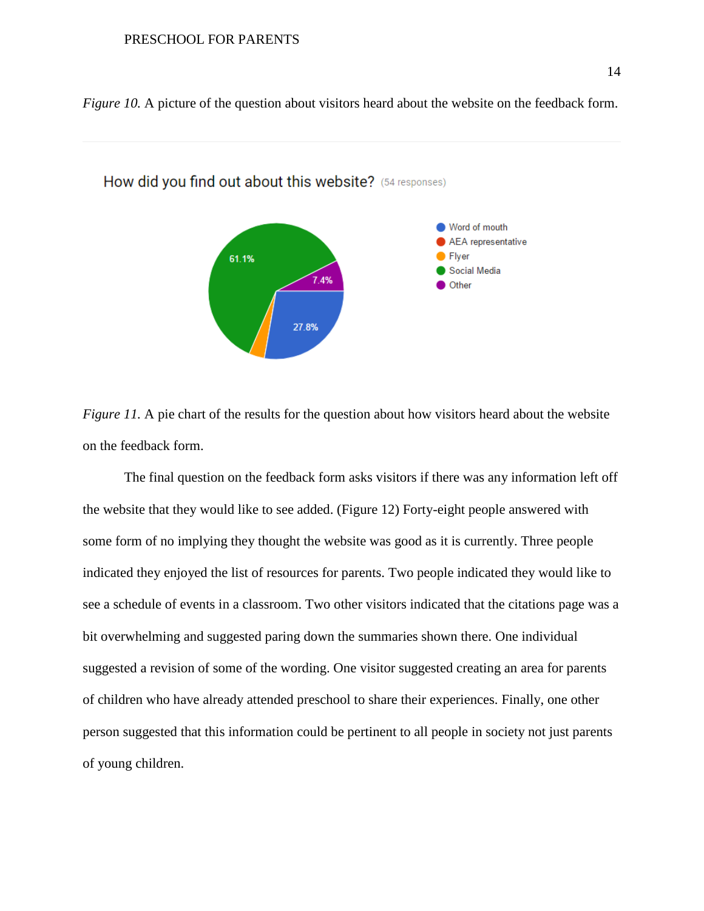*Figure 10.* A picture of the question about visitors heard about the website on the feedback form.

How did you find out about this website? (54 responses)

*Figure 11.* A pie chart of the results for the question about how visitors heard about the website on the feedback form.

The final question on the feedback form asks visitors if there was any information left off the website that they would like to see added. (Figure 12) Forty-eight people answered with some form of no implying they thought the website was good as it is currently. Three people indicated they enjoyed the list of resources for parents. Two people indicated they would like to see a schedule of events in a classroom. Two other visitors indicated that the citations page was a bit overwhelming and suggested paring down the summaries shown there. One individual suggested a revision of some of the wording. One visitor suggested creating an area for parents of children who have already attended preschool to share their experiences. Finally, one other person suggested that this information could be pertinent to all people in society not just parents of young children.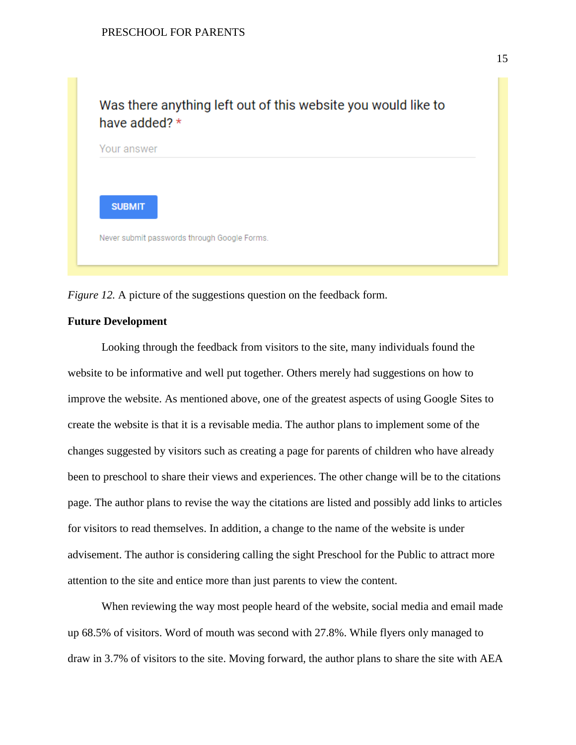*Figure 12.* A picture of the suggestions question on the feedback form.

**Future Development**

Looking through the feedback from visitors to the site, many individuals found the website to be informative and well put together. Others merely had suggestions on how to improve the website. As mentioned above, one of the greatest aspects of using Google Sites to create the website is that it is a revisable media. The author plans to implement some of the changes suggested by visitors such as creating a page for parents of children who have already been to preschool to share their views and experiences. The other change will be to the citations page. The author plans to revise the way the citations are listed and possibly add links to articles for visitors to read themselves. In addition, a change to the name of the website is under advisement. The author is considering calling the sight Preschool for the Public to attract more attention to the site and entice more than just parents to view the content.

When reviewing the way most people heard of the website, social media and email made up 68.5% of visitors. Word of mouth was second with 27.8%. While flyers only managed to draw in 3.7% of visitors to the site. Moving forward, the author plans to share the site with AEA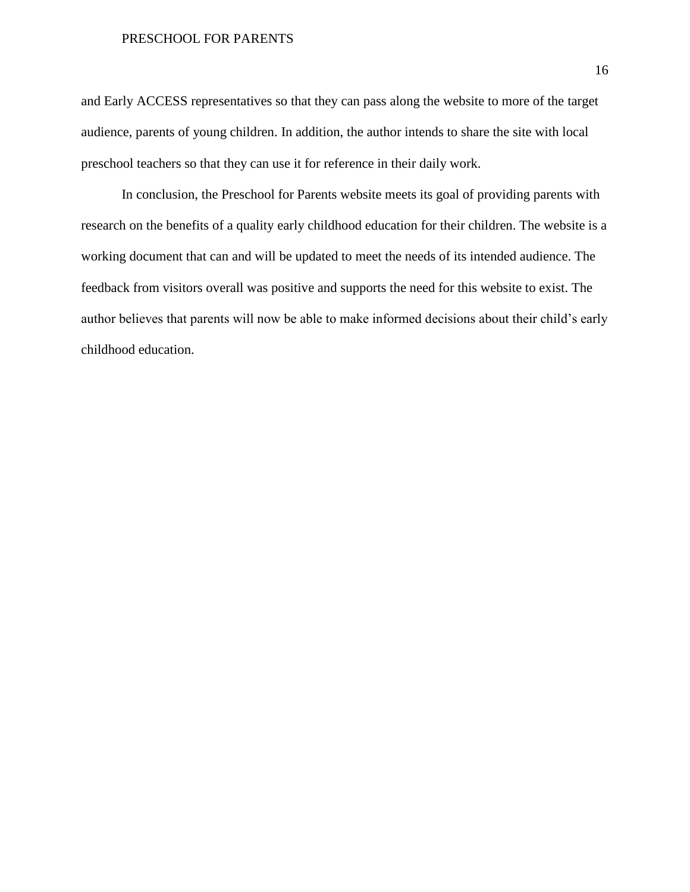and Early ACCESS representatives so that they can pass along the website to more of the target audience, parents of young children. In addition, the author intends to share the site with local preschool teachers so that they can use it for reference in their daily work.

In conclusion, the Preschool for Parents website meets its goal of providing parents with research on the benefits of a quality early childhood education for their children. The website is a working document that can and will be updated to meet the needs of its intended audience. The feedback from visitors overall was positive and supports the need for this website to exist. The author believes that parents will now be able to make informed decisions about their child's early childhood education.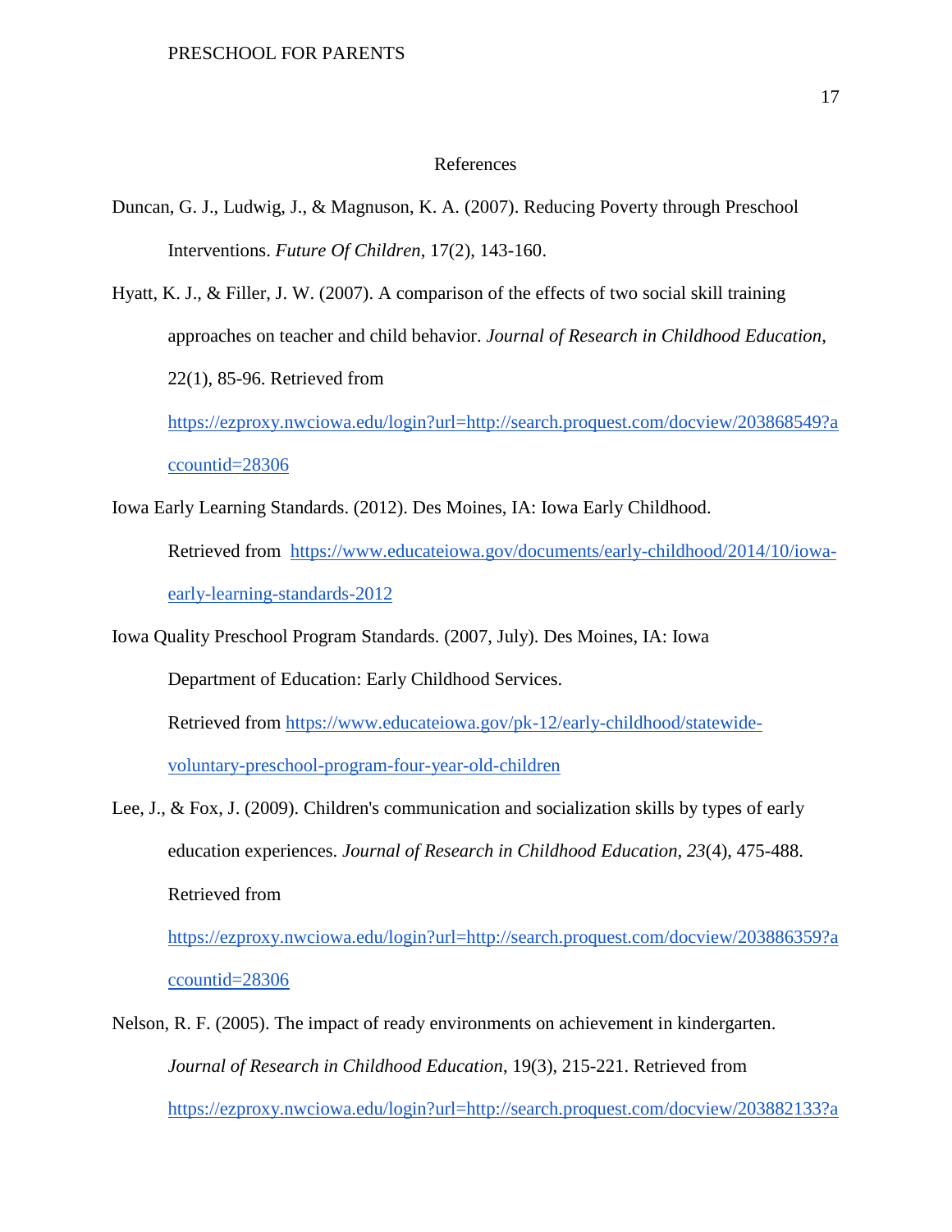# References

Duncan, G. J., Ludwig, J., & Magnuson, K. A. (2007). Reducing Poverty through Preschool Interventions. *Future Of Children*, 17(2), 143-160.

Hyatt, K. J., & Filler, J. W. (2007). A comparison of the effects of two social skill training approaches on teacher and child behavior. *Journal of Research in Childhood Education*, 22(1), 85-96. Retrieved from https://ezproxy.nwciowa.edu/login?url=http://search.proquest.com/docview/203868549?accountid=28306

Iowa Early Learning Standards. (2012). Des Moines, IA: Iowa Early Childhood. Retrieved from https://www.educateiowa.gov/documents/early-childhood/2014/10/iowa-early-learning-standards-2012

Iowa Quality Preschool Program Standards. (2007, July). Des Moines, IA: Iowa Department of Education: Early Childhood Services. Retrieved from https://www.educateiowa.gov/pk-12/early-childhood/statewide-voluntary-preschool-program-four-year-old-children

Lee, J., & Fox, J. (2009). Children's communication and socialization skills by types of early education experiences. *Journal of Research in Childhood Education, 23*(4), 475-488. Retrieved from https://ezproxy.nwciowa.edu/login?url=http://search.proquest.com/docview/203886359?accountid=28306

Nelson, R. F. (2005). The impact of ready environments on achievement in kindergarten. *Journal of Research in Childhood Education*, 19(3), 215-221. Retrieved from https://ezproxy.nwciowa.edu/login?url=http://search.proquest.com/docview/203882133?a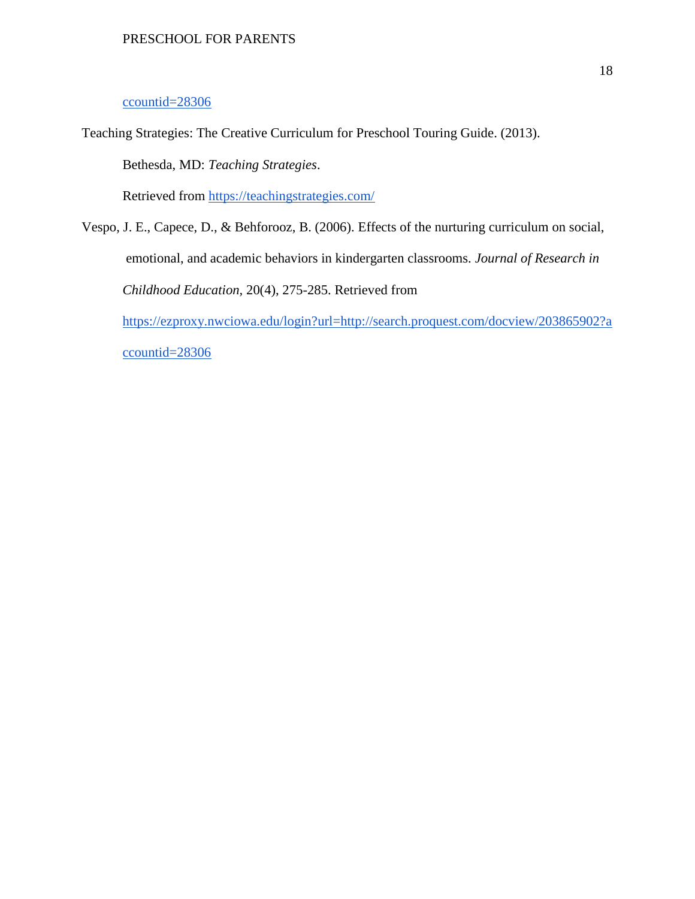ccountid=28306

Teaching Strategies: The Creative Curriculum for Preschool Touring Guide. (2013).

Bethesda, MD: *Teaching Strategies*.

Retrieved from https://teachingstrategies.com/

Vespo, J. E., Capece, D., & Behforooz, B. (2006). Effects of the nurturing curriculum on social, emotional, and academic behaviors in kindergarten classrooms. *Journal of Research in Childhood Education*, 20(4), 275-285. Retrieved from https://ezproxy.nwciowa.edu/login?url=http://search.proquest.com/docview/203865902?accountid=28306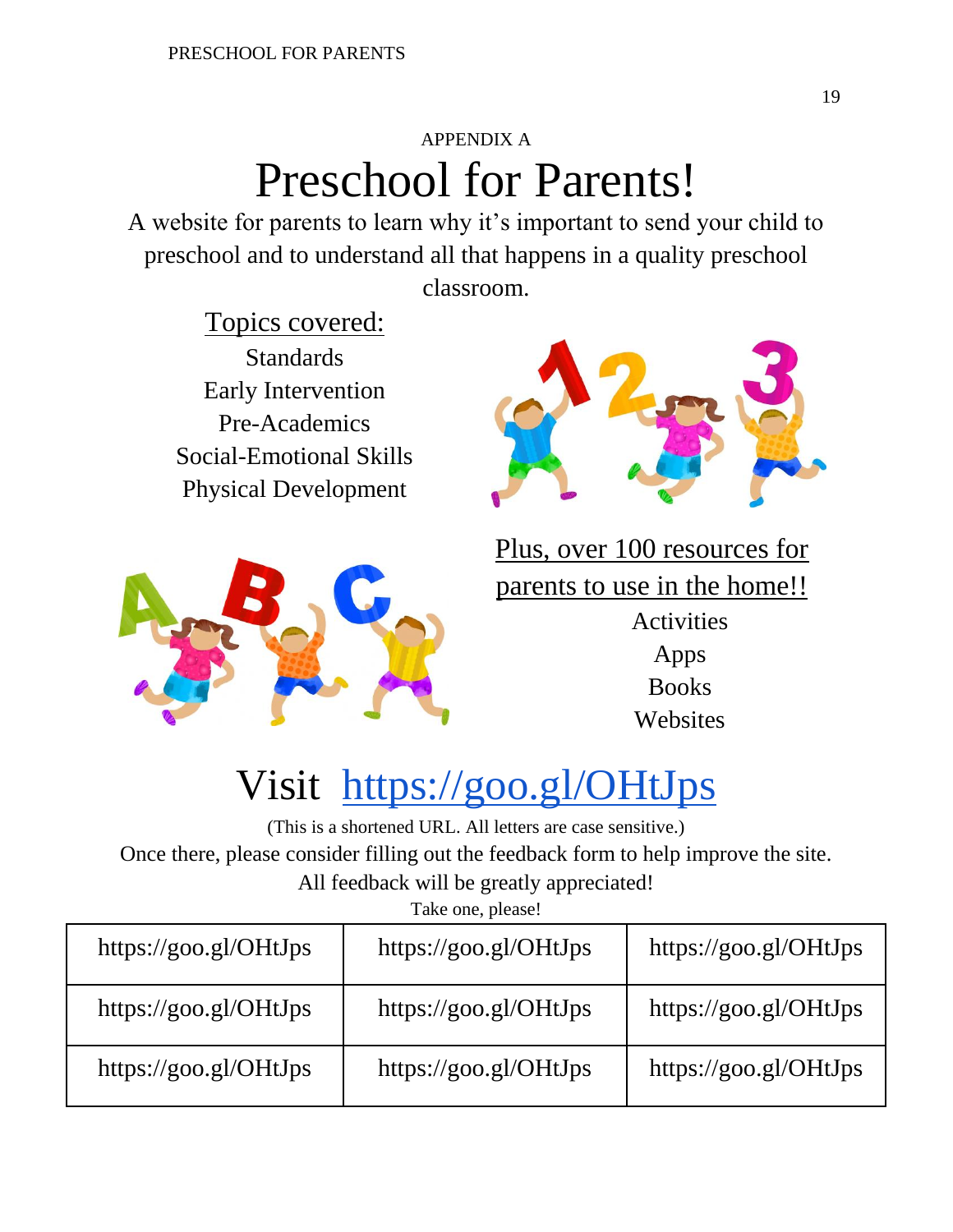APPENDIX A

# Preschool for Parents!

A website for parents to learn why it's important to send your child to preschool and to understand all that happens in a quality preschool classroom.

Topics covered:

Standards
Early Intervention
Pre-Academics
Social-Emotional Skills
Physical Development

Plus, over 100 resources for parents to use in the home!!

Activities
Apps
Books
Websites

## Visit https://goo.gl/OHtJps

(This is a shortened URL. All letters are case sensitive.)

Once there, please consider filling out the feedback form to help improve the site.

All feedback will be greatly appreciated!

Take one, please!

| | | |
|---|---|---|
| https://goo.gl/OHtJps | https://goo.gl/OHtJps | https://goo.gl/OHtJps |
| https://goo.gl/OHtJps | https://goo.gl/OHtJps | https://goo.gl/OHtJps |
| https://goo.gl/OHtJps | https://goo.gl/OHtJps | https://goo.gl/OHtJps |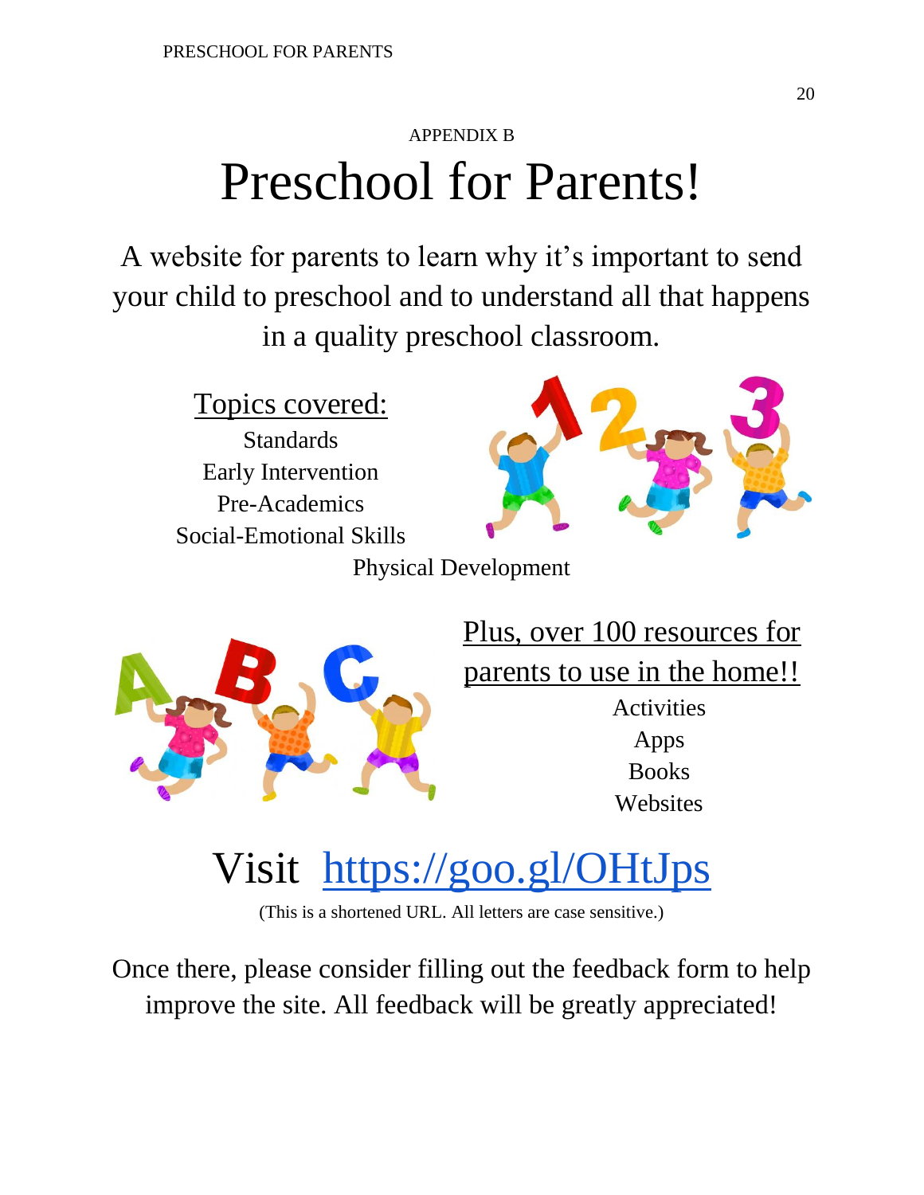APPENDIX B

# Preschool for Parents!

A website for parents to learn why it's important to send your child to preschool and to understand all that happens in a quality preschool classroom.

Topics covered:

Standards
Early Intervention
Pre-Academics
Social-Emotional Skills
Physical Development

Plus, over 100 resources for parents to use in the home!!

Activities
Apps
Books
Websites

Visit https://goo.gl/OHtJps

(This is a shortened URL. All letters are case sensitive.)

Once there, please consider filling out the feedback form to help improve the site. All feedback will be greatly appreciated!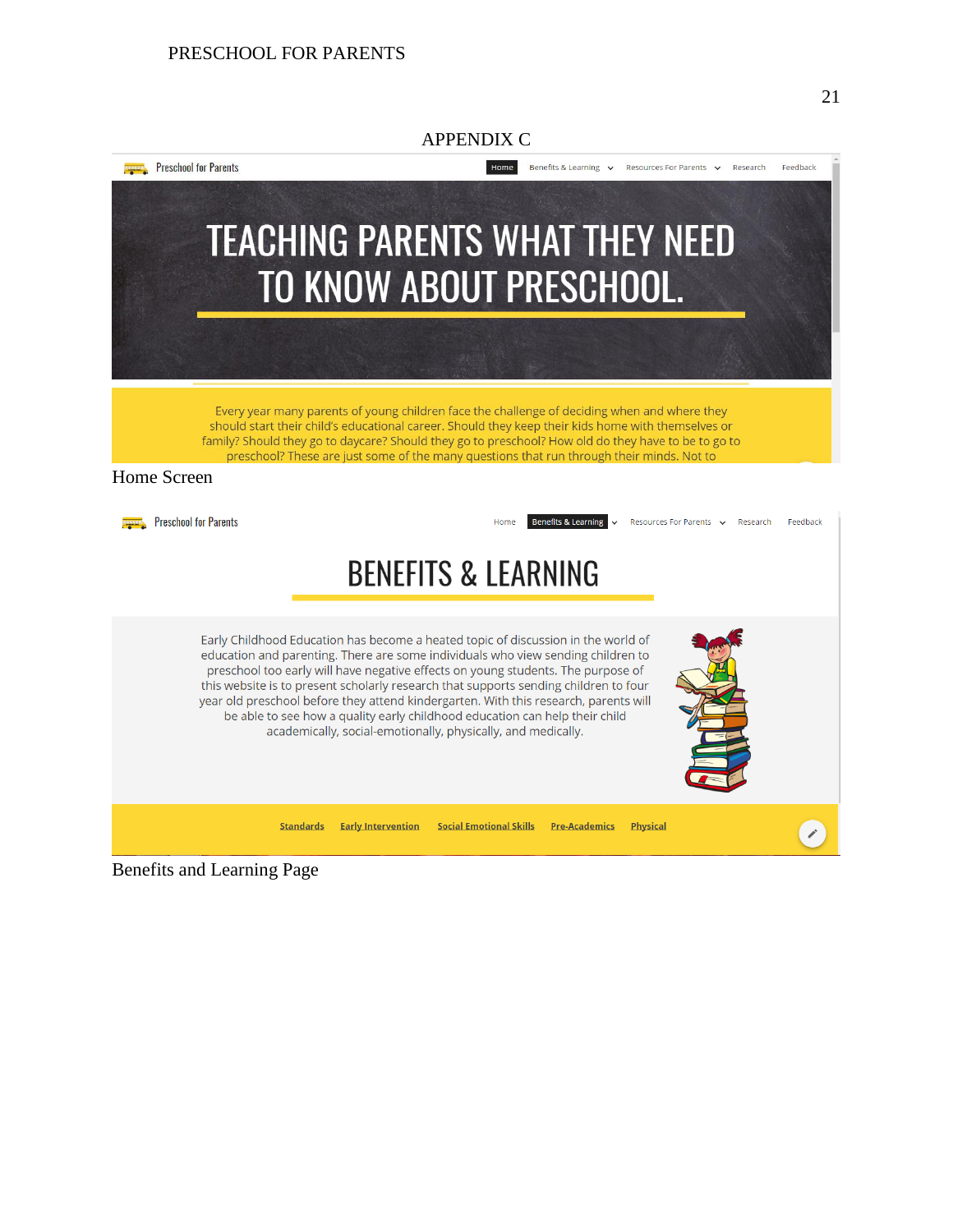# APPENDIX C

Preschool for Parents

Home | Benefits & Learning | Resources For Parents | Research | Feedback

TEACHING PARENTS WHAT THEY NEED TO KNOW ABOUT PRESCHOOL.

Every year many parents of young children face the challenge of deciding when and where they should start their child's educational career. Should they keep their kids home with themselves or family? Should they go to daycare? Should they go to preschool? How old do they have to be to go to preschool? These are just some of the many questions that run through their minds. Not to

Home Screen

Preschool for Parents

Home | Benefits & Learning | Resources For Parents | Research | Feedback

BENEFITS & LEARNING

Early Childhood Education has become a heated topic of discussion in the world of education and parenting. There are some individuals who view sending children to preschool too early will have negative effects on young students. The purpose of this website is to present scholarly research that supports sending children to four year old preschool before they attend kindergarten. With this research, parents will be able to see how a quality early childhood education can help their child academically, social-emotionally, physically, and medically.

Standards | Early Intervention | Social Emotional Skills | Pre-Academics | Physical

Benefits and Learning Page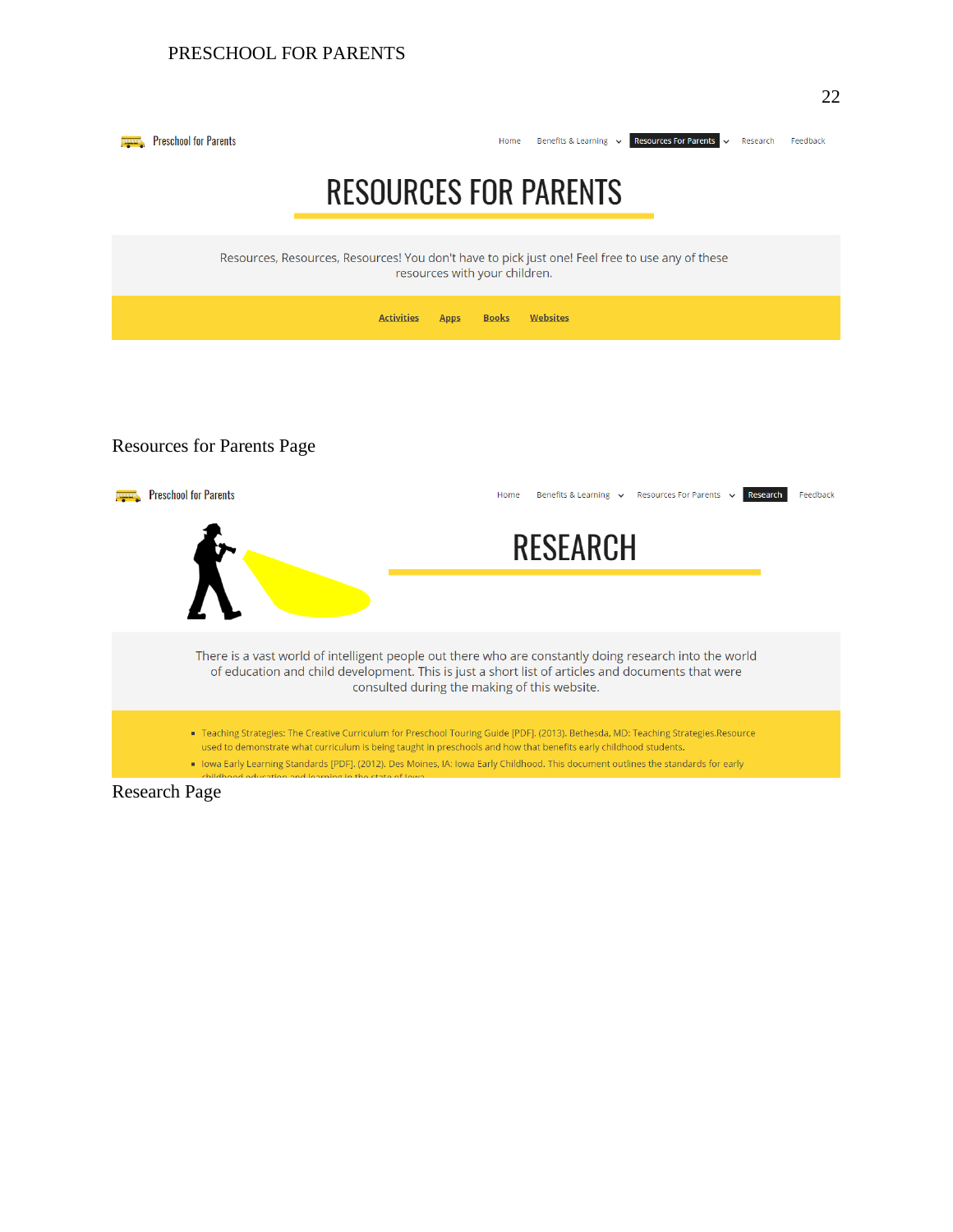Preschool for Parents

Home | Benefits & Learning | Resources For Parents | Research | Feedback

# RESOURCES FOR PARENTS

Resources, Resources, Resources! You don't have to pick just one! Feel free to use any of these resources with your children.

**Activities** **Apps** **Books** **Websites**

Resources for Parents Page

Preschool for Parents

Home | Benefits & Learning | Resources For Parents | Research | Feedback

# RESEARCH

There is a vast world of intelligent people out there who are constantly doing research into the world of education and child development. This is just a short list of articles and documents that were consulted during the making of this website.

- Teaching Strategies: The Creative Curriculum for Preschool Touring Guide [PDF]. (2013). Bethesda, MD: Teaching Strategies.Resource used to demonstrate what curriculum is being taught in preschools and how that benefits early childhood students.
- Iowa Early Learning Standards [PDF]. (2012). Des Moines, IA: Iowa Early Childhood. This document outlines the standards for early childhood education and learning in the state of Iowa.

Research Page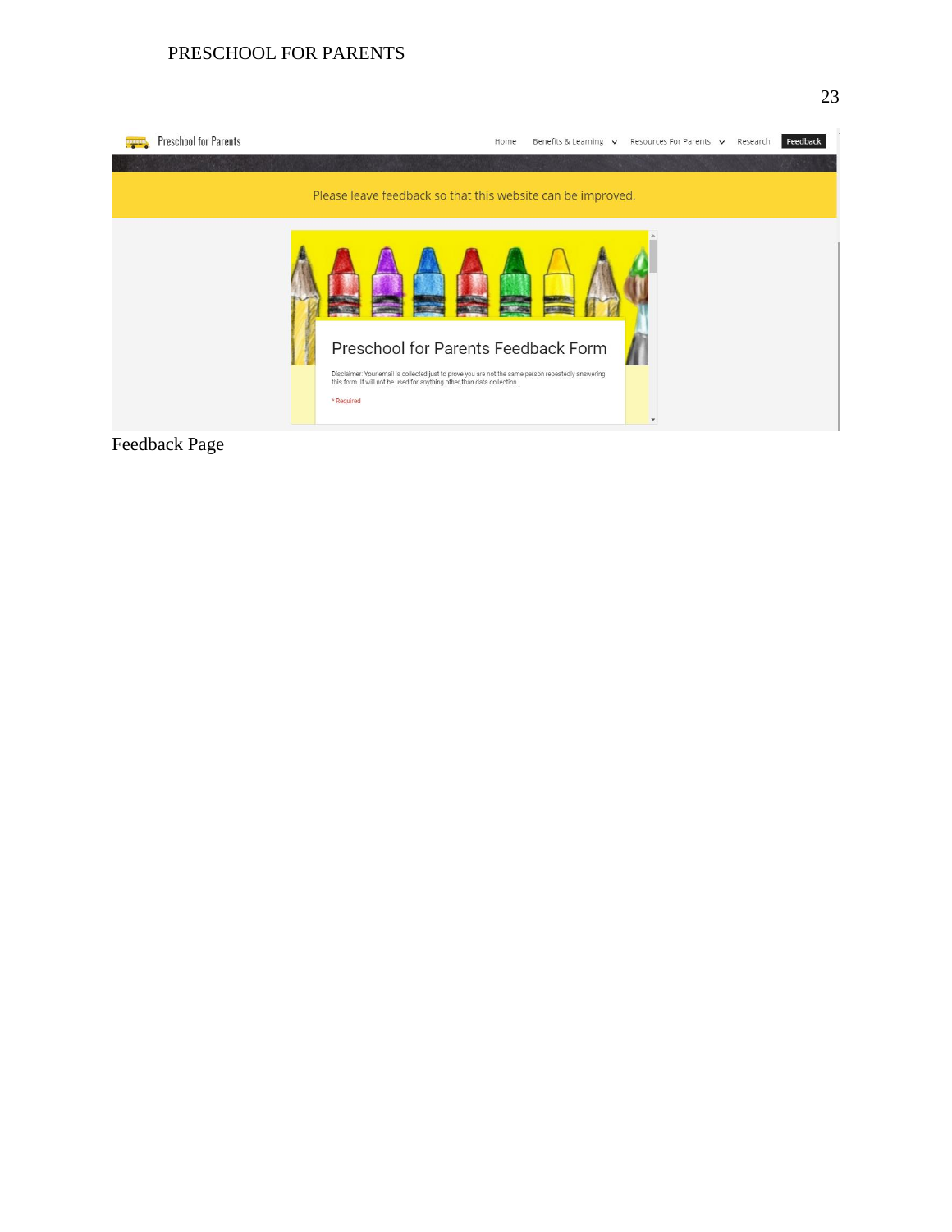Preschool for Parents

Home Benefits & Learning Resources For Parents Research Feedback

Please leave feedback so that this website can be improved.

Preschool for Parents Feedback Form

Disclaimer: Your email is collected just to prove you are not the same person repeatedly answering this form. It will not be used for anything other than data collection.

* Required

Feedback Page